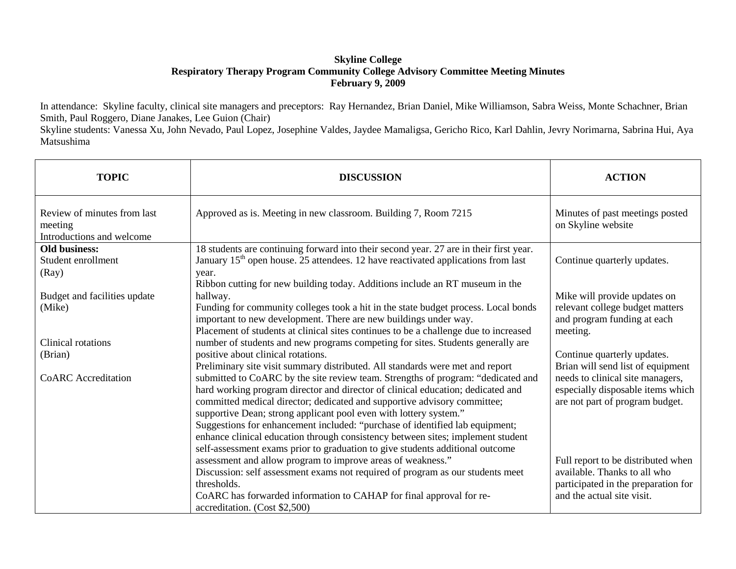**Skyline College**
**Respiratory Therapy Program Community College Advisory Committee Meeting Minutes**
**February 9, 2009**

In attendance: Skyline faculty, clinical site managers and preceptors: Ray Hernandez, Brian Daniel, Mike Williamson, Sabra Weiss, Monte Schachner, Brian Smith, Paul Roggero, Diane Janakes, Lee Guion (Chair)
Skyline students: Vanessa Xu, John Nevado, Paul Lopez, Josephine Valdes, Jaydee Mamaligsa, Gericho Rico, Karl Dahlin, Jevry Norimarna, Sabrina Hui, Aya Matsushima

| TOPIC | DISCUSSION | ACTION |
|---|---|---|
| Review of minutes from last meeting<br>Introductions and welcome | Approved as is. Meeting in new classroom. Building 7, Room 7215 | Minutes of past meetings posted on Skyline website |
| **Old business:**<br>Student enrollment<br>(Ray) | 18 students are continuing forward into their second year. 27 are in their first year. January 15th open house. 25 attendees. 12 have reactivated applications from last year. | Continue quarterly updates. |
| Budget and facilities update<br>(Mike) | Ribbon cutting for new building today. Additions include an RT museum in the hallway.<br>Funding for community colleges took a hit in the state budget process. Local bonds important to new development. There are new buildings under way. | Mike will provide updates on relevant college budget matters and program funding at each meeting. |
| Clinical rotations<br>(Brian) | Placement of students at clinical sites continues to be a challenge due to increased number of students and new programs competing for sites. Students generally are positive about clinical rotations. | Continue quarterly updates.<br>Brian will send list of equipment needs to clinical site managers, especially disposable items which are not part of program budget. |
| CoARC Accreditation | Preliminary site visit summary distributed. All standards were met and report submitted to CoARC by the site review team. Strengths of program: "dedicated and hard working program director and director of clinical education; dedicated and committed medical director; dedicated and supportive advisory committee; supportive Dean; strong applicant pool even with lottery system."<br>Suggestions for enhancement included: "purchase of identified lab equipment; enhance clinical education through consistency between sites; implement student self-assessment exams prior to graduation to give students additional outcome assessment and allow program to improve areas of weakness."<br>Discussion: self assessment exams not required of program as our students meet thresholds.<br>CoARC has forwarded information to CAHAP for final approval for re-accreditation. (Cost $2,500) | Full report to be distributed when available. Thanks to all who participated in the preparation for and the actual site visit. |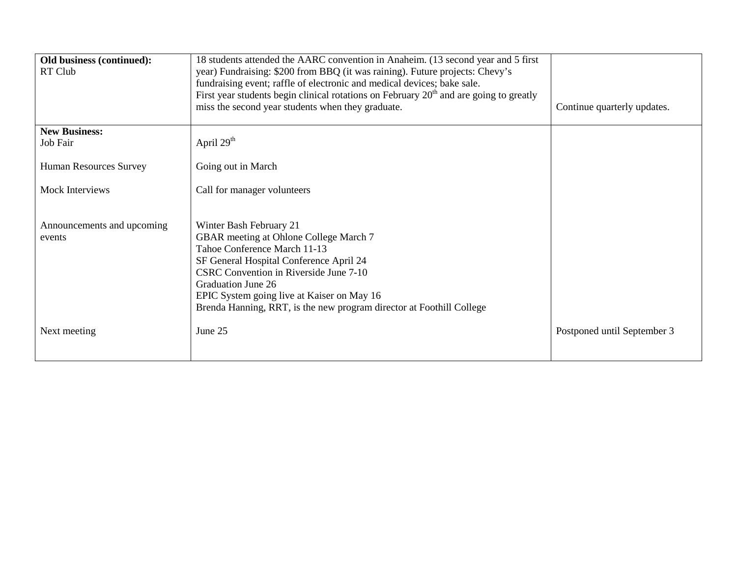| | | |
|---|---|---|
| **Old business (continued):**<br>RT Club | 18 students attended the AARC convention in Anaheim. (13 second year and 5 first year) Fundraising: $200 from BBQ (it was raining). Future projects: Chevy's fundraising event; raffle of electronic and medical devices; bake sale.<br>First year students begin clinical rotations on February 20th and are going to greatly miss the second year students when they graduate. | Continue quarterly updates. |
| **New Business:**<br>Job Fair<br><br>Human Resources Survey<br><br>Mock Interviews<br><br><br>Announcements and upcoming events<br><br><br><br><br><br><br><br><br>Next meeting | <br>April 29th<br><br>Going out in March<br><br>Call for manager volunteers<br><br><br>Winter Bash February 21<br>GBAR meeting at Ohlone College March 7<br>Tahoe Conference March 11-13<br>SF General Hospital Conference April 24<br>CSRC Convention in Riverside June 7-10<br>Graduation June 26<br>EPIC System going live at Kaiser on May 16<br>Brenda Hanning, RRT, is the new program director at Foothill College<br><br>June 25 | <br><br><br><br><br><br><br><br><br><br><br><br><br><br><br><br><br><br>Postponed until September 3 |